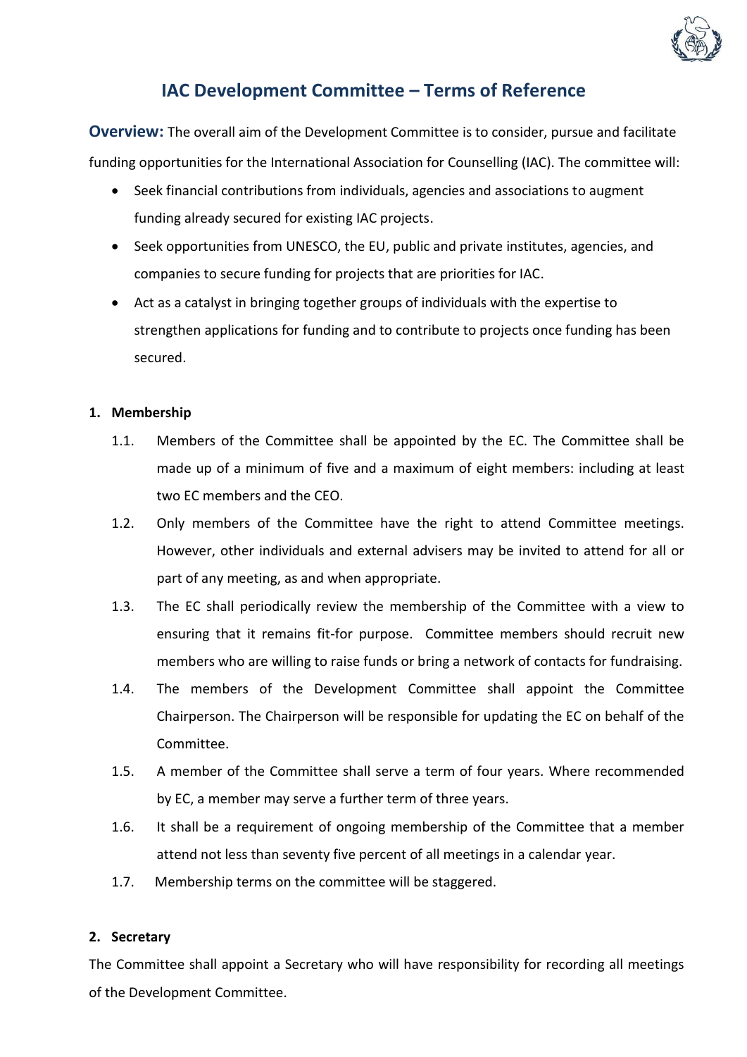# IAC Development Committee – Terms of Reference

**Overview:** The overall aim of the Development Committee is to consider, pursue and facilitate funding opportunities for the International Association for Counselling (IAC). The committee will:

- Seek financial contributions from individuals, agencies and associations to augment funding already secured for existing IAC projects.
- Seek opportunities from UNESCO, the EU, public and private institutes, agencies, and companies to secure funding for projects that are priorities for IAC.
- Act as a catalyst in bringing together groups of individuals with the expertise to strengthen applications for funding and to contribute to projects once funding has been secured.

## 1. Membership

1.1. Members of the Committee shall be appointed by the EC. The Committee shall be made up of a minimum of five and a maximum of eight members: including at least two EC members and the CEO.

1.2. Only members of the Committee have the right to attend Committee meetings. However, other individuals and external advisers may be invited to attend for all or part of any meeting, as and when appropriate.

1.3. The EC shall periodically review the membership of the Committee with a view to ensuring that it remains fit-for purpose. Committee members should recruit new members who are willing to raise funds or bring a network of contacts for fundraising.

1.4. The members of the Development Committee shall appoint the Committee Chairperson. The Chairperson will be responsible for updating the EC on behalf of the Committee.

1.5. A member of the Committee shall serve a term of four years. Where recommended by EC, a member may serve a further term of three years.

1.6. It shall be a requirement of ongoing membership of the Committee that a member attend not less than seventy five percent of all meetings in a calendar year.

1.7. Membership terms on the committee will be staggered.

## 2. Secretary

The Committee shall appoint a Secretary who will have responsibility for recording all meetings of the Development Committee.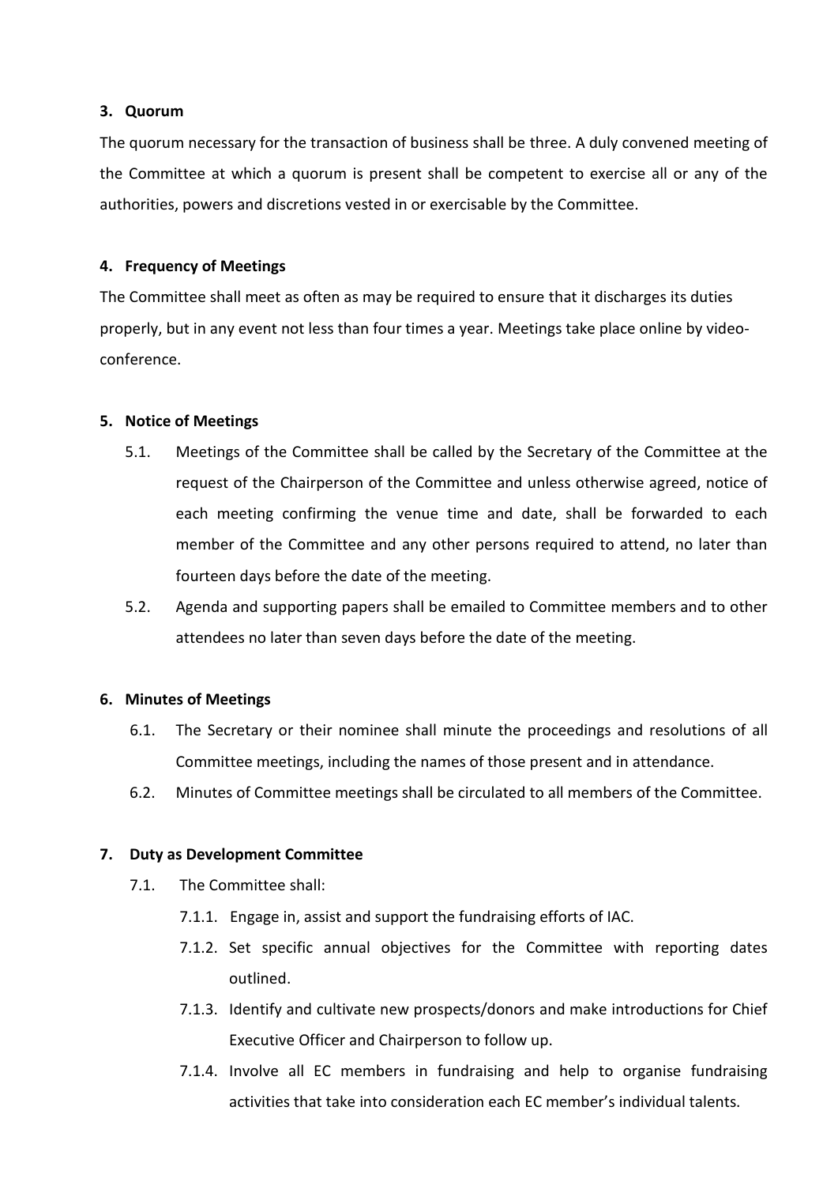**3. Quorum**

The quorum necessary for the transaction of business shall be three. A duly convened meeting of the Committee at which a quorum is present shall be competent to exercise all or any of the authorities, powers and discretions vested in or exercisable by the Committee.

**4. Frequency of Meetings**

The Committee shall meet as often as may be required to ensure that it discharges its duties properly, but in any event not less than four times a year. Meetings take place online by video-conference.

**5. Notice of Meetings**

5.1. Meetings of the Committee shall be called by the Secretary of the Committee at the request of the Chairperson of the Committee and unless otherwise agreed, notice of each meeting confirming the venue time and date, shall be forwarded to each member of the Committee and any other persons required to attend, no later than fourteen days before the date of the meeting.

5.2. Agenda and supporting papers shall be emailed to Committee members and to other attendees no later than seven days before the date of the meeting.

**6. Minutes of Meetings**

6.1. The Secretary or their nominee shall minute the proceedings and resolutions of all Committee meetings, including the names of those present and in attendance.

6.2. Minutes of Committee meetings shall be circulated to all members of the Committee.

**7. Duty as Development Committee**

7.1. The Committee shall:

7.1.1. Engage in, assist and support the fundraising efforts of IAC.

7.1.2. Set specific annual objectives for the Committee with reporting dates outlined.

7.1.3. Identify and cultivate new prospects/donors and make introductions for Chief Executive Officer and Chairperson to follow up.

7.1.4. Involve all EC members in fundraising and help to organise fundraising activities that take into consideration each EC member's individual talents.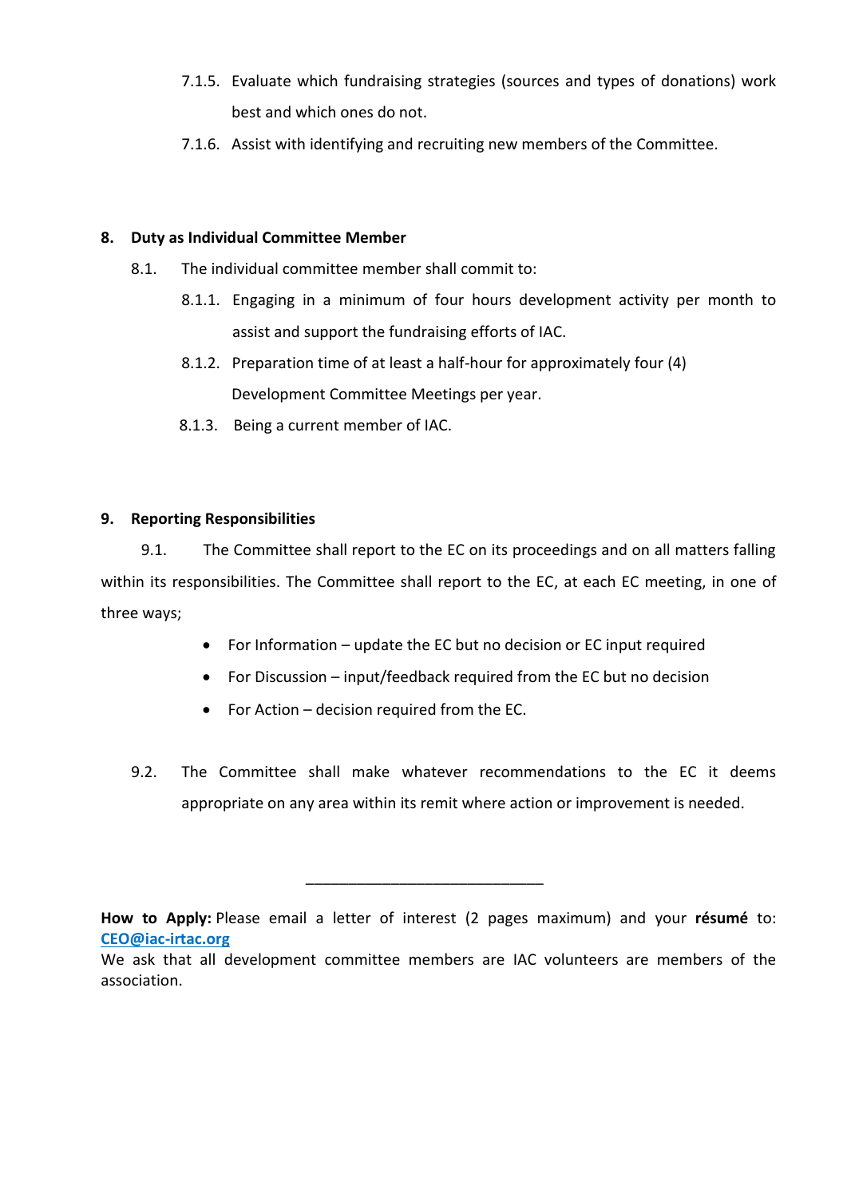7.1.5. Evaluate which fundraising strategies (sources and types of donations) work best and which ones do not.

7.1.6. Assist with identifying and recruiting new members of the Committee.

## 8. Duty as Individual Committee Member

8.1. The individual committee member shall commit to:

8.1.1. Engaging in a minimum of four hours development activity per month to assist and support the fundraising efforts of IAC.

8.1.2. Preparation time of at least a half-hour for approximately four (4) Development Committee Meetings per year.

8.1.3. Being a current member of IAC.

## 9. Reporting Responsibilities

9.1. The Committee shall report to the EC on its proceedings and on all matters falling within its responsibilities. The Committee shall report to the EC, at each EC meeting, in one of three ways;

- For Information – update the EC but no decision or EC input required
- For Discussion – input/feedback required from the EC but no decision
- For Action – decision required from the EC.

9.2. The Committee shall make whatever recommendations to the EC it deems appropriate on any area within its remit where action or improvement is needed.

---

**How to Apply:** Please email a letter of interest (2 pages maximum) and your **résumé** to: [CEO@iac-irtac.org](mailto:CEO@iac-irtac.org)

We ask that all development committee members are IAC volunteers are members of the association.